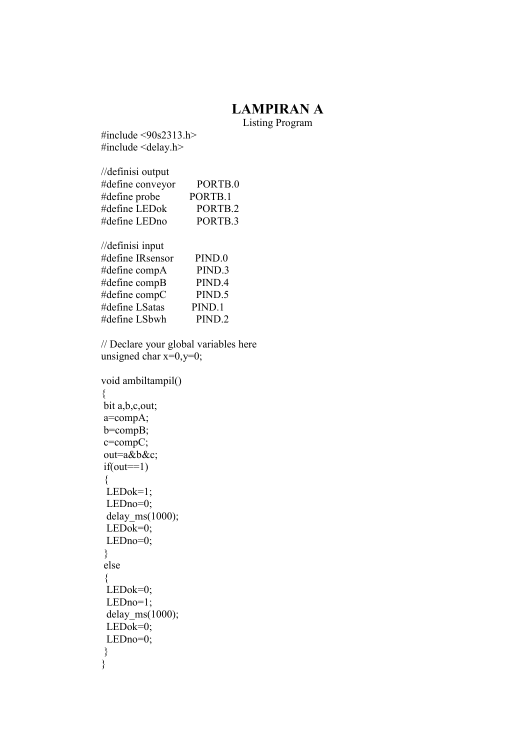# LAMPIRAN A

Listing Program

```
#include <90s2313.h>
#include <delay.h>

//definisi output
#define conveyor        PORTB.0
#define probe           PORTB.1
#define LEDok           PORTB.2
#define LEDno           PORTB.3

//definisi input
#define IRsensor        PIND.0
#define compA           PIND.3
#define compB           PIND.4
#define compC           PIND.5
#define LSatas          PIND.1
#define LSbwh           PIND.2

// Declare your global variables here
unsigned char x=0,y=0;

void ambiltampil()
{
 bit a,b,c,out;
 a=compA;
 b=compB;
 c=compC;
 out=a&b&c;
 if(out==1)
  {
  LEDok=1;
  LEDno=0;
  delay_ms(1000);
  LEDok=0;
  LEDno=0;
  }
 else
  {
  LEDok=0;
  LEDno=1;
  delay_ms(1000);
  LEDok=0;
  LEDno=0;
  }
}
```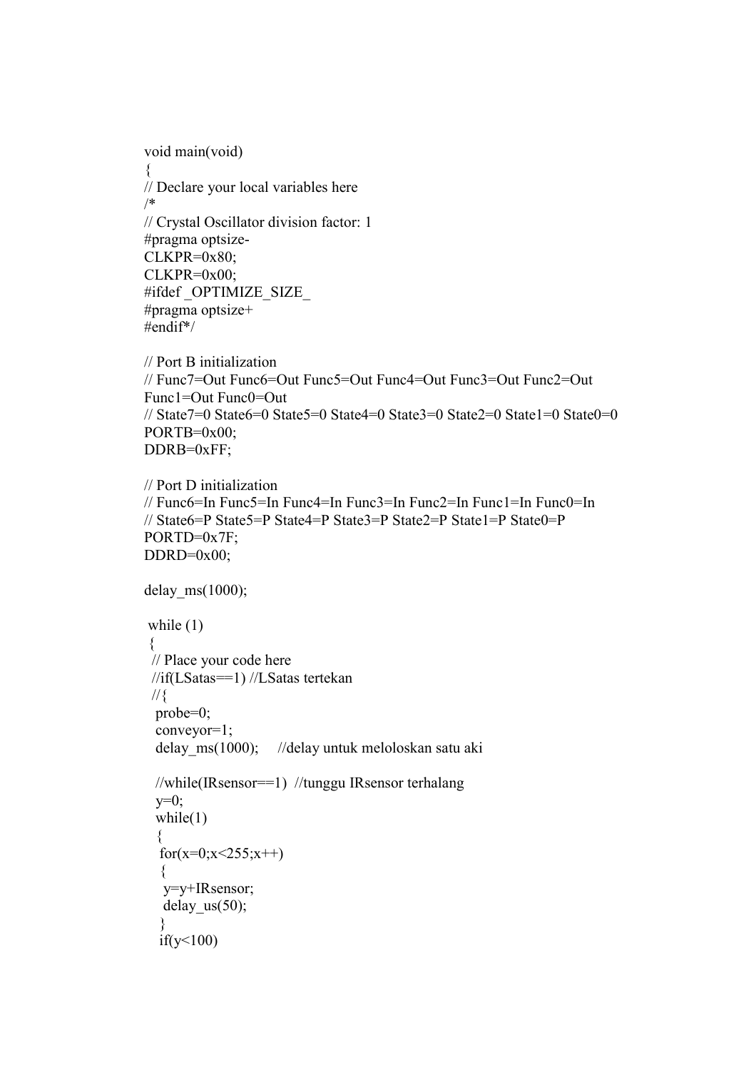```
void main(void)
{
// Declare your local variables here
/*
// Crystal Oscillator division factor: 1
#pragma optsize-
CLKPR=0x80;
CLKPR=0x00;
#ifdef _OPTIMIZE_SIZE_
#pragma optsize+
#endif*/

// Port B initialization
// Func7=Out Func6=Out Func5=Out Func4=Out Func3=Out Func2=Out
Func1=Out Func0=Out
// State7=0 State6=0 State5=0 State4=0 State3=0 State2=0 State1=0 State0=0
PORTB=0x00;
DDRB=0xFF;

// Port D initialization
// Func6=In Func5=In Func4=In Func3=In Func2=In Func1=In Func0=In
// State6=P State5=P State4=P State3=P State2=P State1=P State0=P
PORTD=0x7F;
DDRD=0x00;

delay_ms(1000);

 while (1)
 {
  // Place your code here
  //if(LSatas==1) //LSatas tertekan
  //{
   probe=0;
   conveyor=1;
   delay_ms(1000);     //delay untuk meloloskan satu aki

   //while(IRsensor==1)  //tunggu IRsensor terhalang
   y=0;
   while(1)
   {
    for(x=0;x<255;x++)
    {
     y=y+IRsensor;
     delay_us(50);
    }
    if(y<100)
```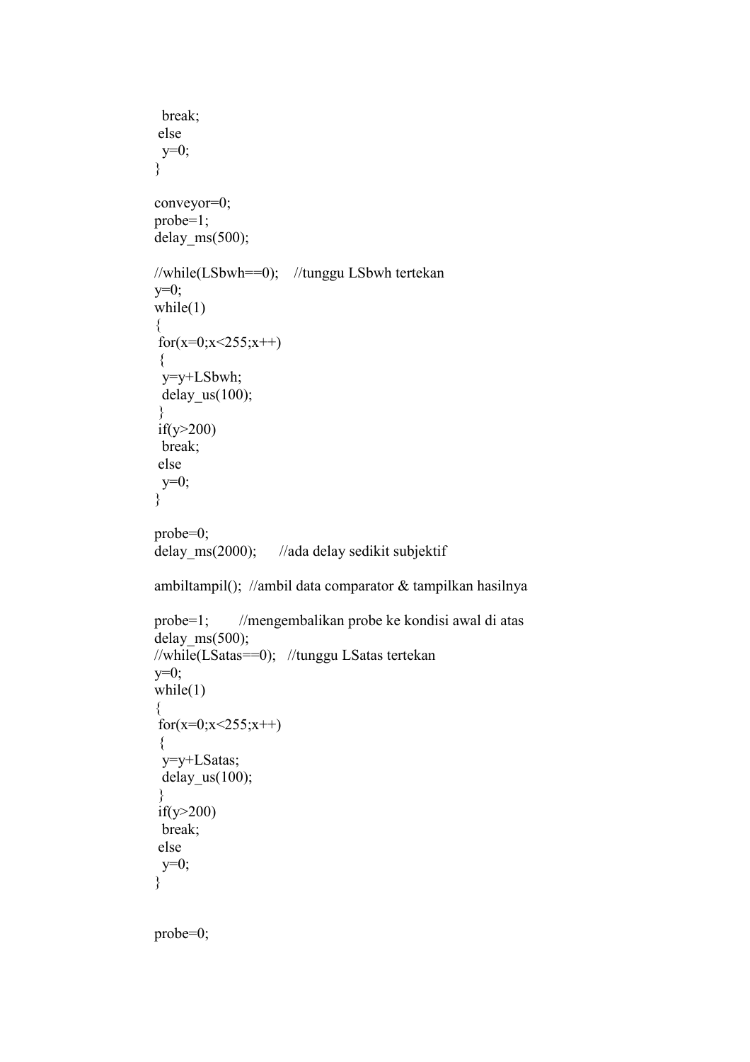```
  break;
 else
  y=0;
}

conveyor=0;
probe=1;
delay_ms(500);

//while(LSbwh==0);    //tunggu LSbwh tertekan
y=0;
while(1)
{
 for(x=0;x<255;x++)
 {
  y=y+LSbwh;
  delay_us(100);
 }
 if(y>200)
  break;
 else
  y=0;
}

probe=0;
delay_ms(2000);      //ada delay sedikit subjektif

ambiltampil();  //ambil data comparator & tampilkan hasilnya

probe=1;        //mengembalikan probe ke kondisi awal di atas
delay_ms(500);
//while(LSatas==0);   //tunggu LSatas tertekan
y=0;
while(1)
{
 for(x=0;x<255;x++)
 {
  y=y+LSatas;
  delay_us(100);
 }
 if(y>200)
  break;
 else
  y=0;
}


probe=0;
```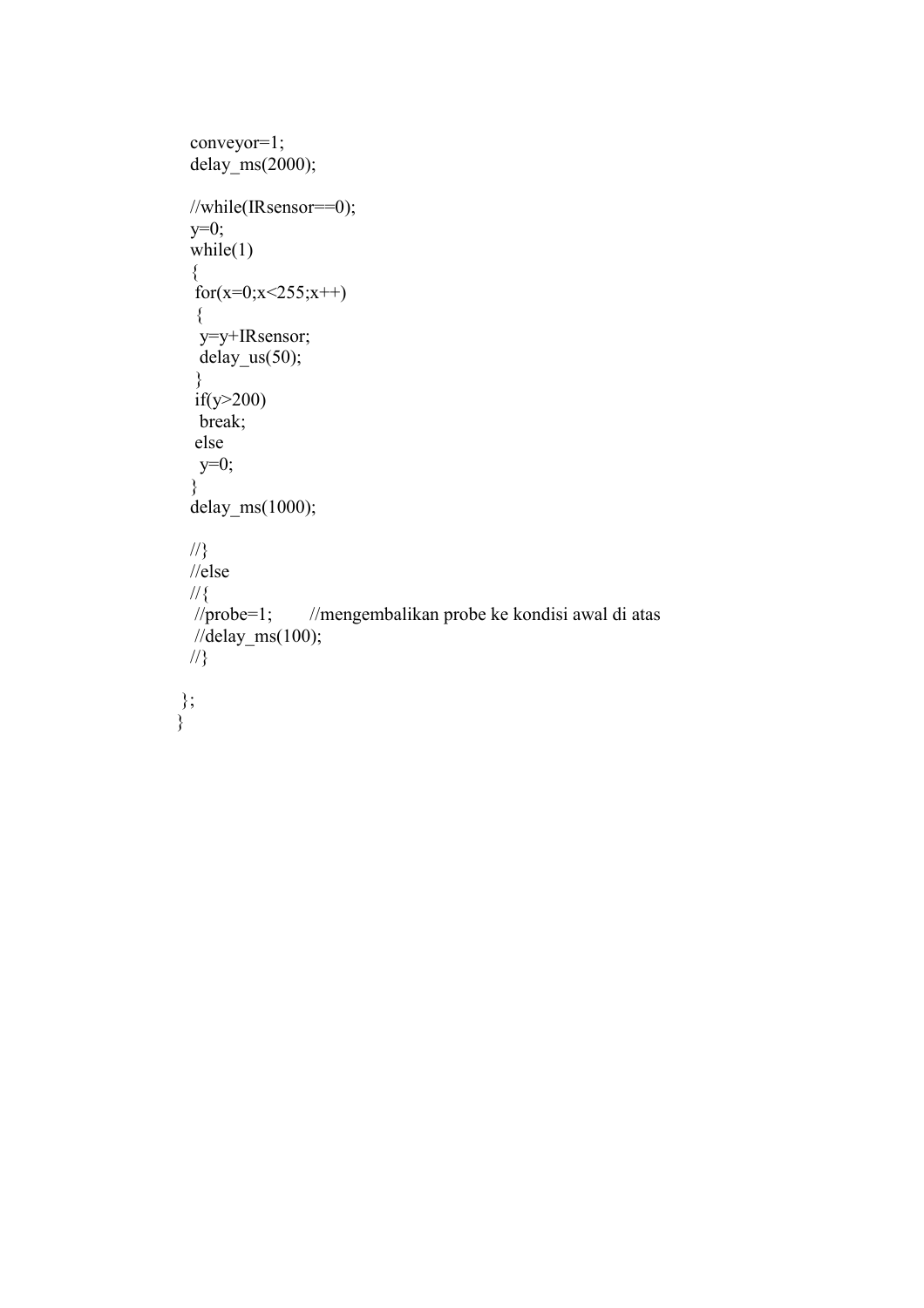```
  conveyor=1;
  delay_ms(2000);

  //while(IRsensor==0);
  y=0;
  while(1)
  {
   for(x=0;x<255;x++)
   {
    y=y+IRsensor;
    delay_us(50);
   }
   if(y>200)
    break;
   else
    y=0;
  }
  delay_ms(1000);

  //}
  //else
  //{
   //probe=1;        //mengembalikan probe ke kondisi awal di atas
   //delay_ms(100);
  //}

 };
}
```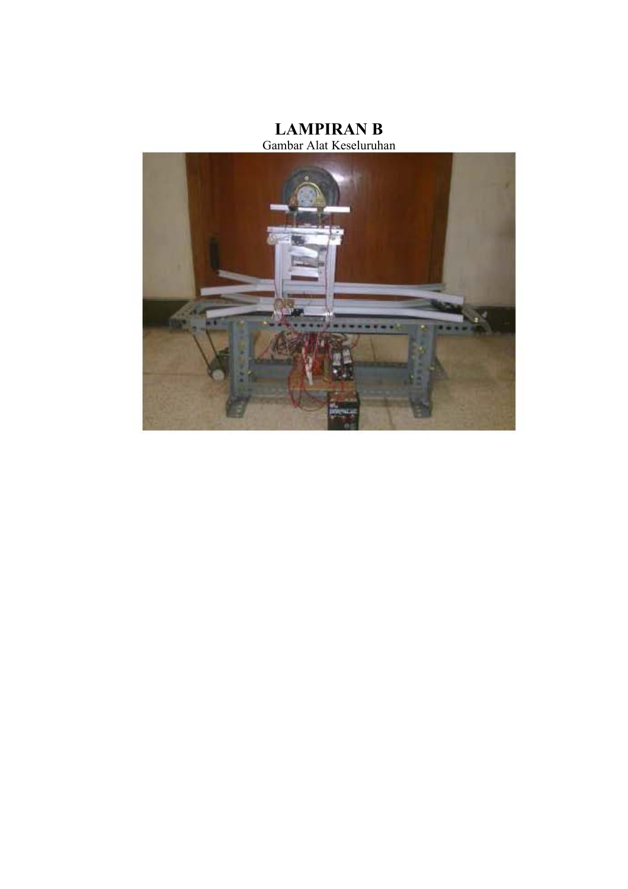# LAMPIRAN B

Gambar Alat Keseluruhan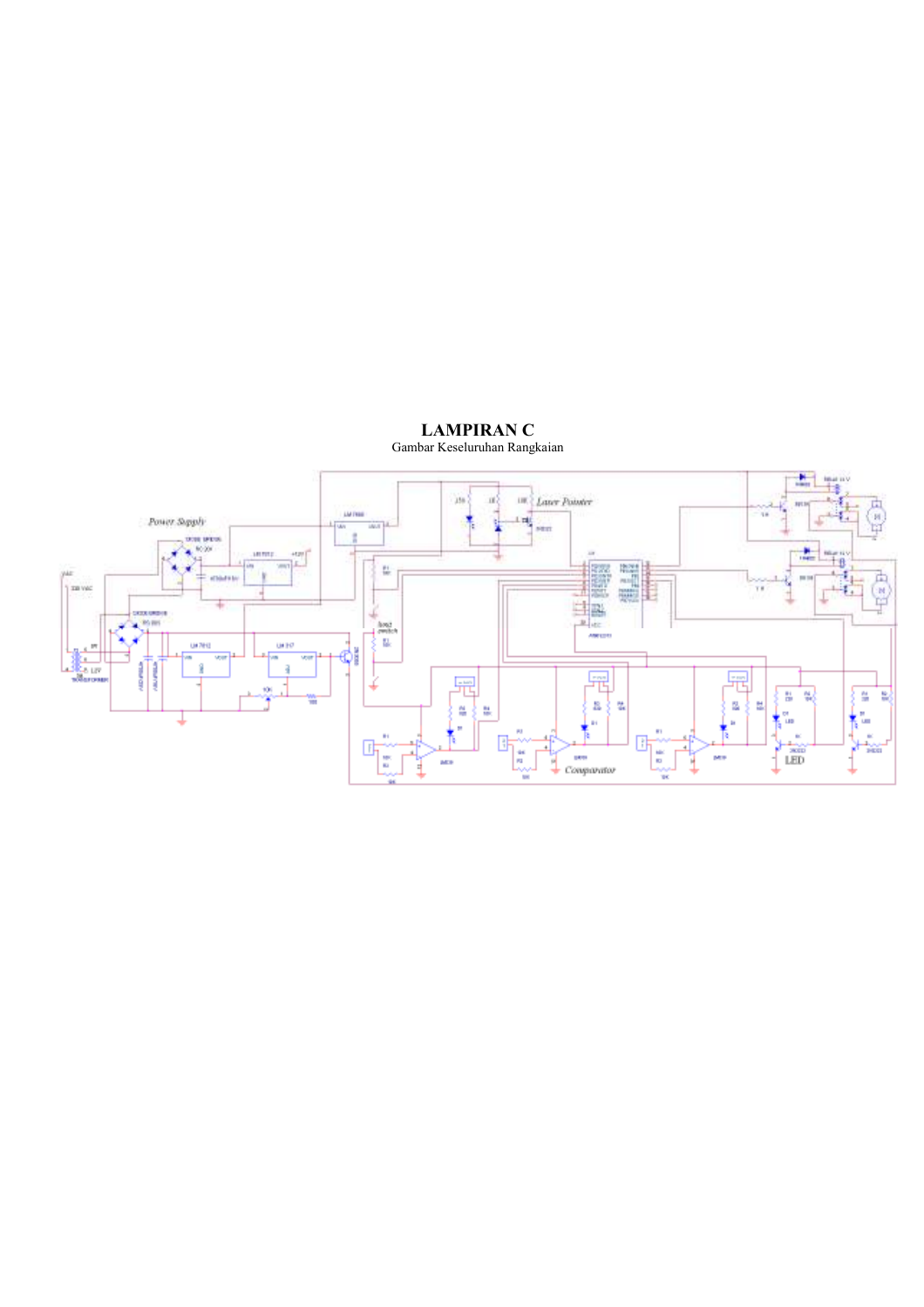# LAMPIRAN C

Gambar Keseluruhan Rangkaian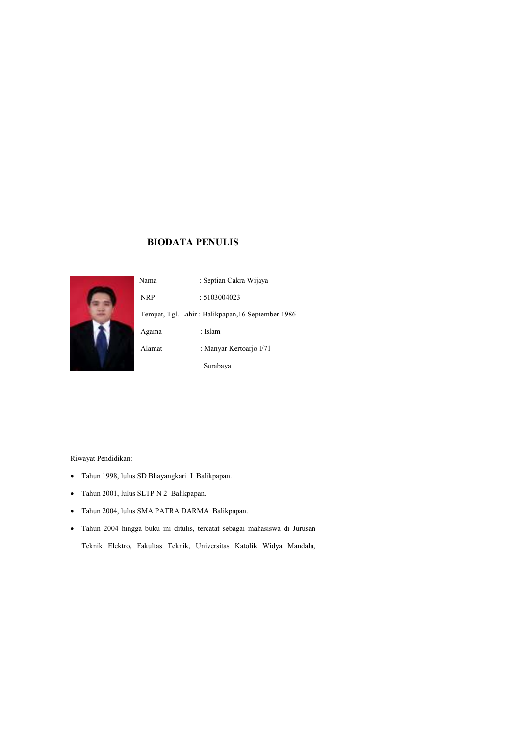## BIODATA PENULIS

Nama : Septian Cakra Wijaya

NRP : 5103004023

Tempat, Tgl. Lahir : Balikpapan,16 September 1986

Agama : Islam

Alamat : Manyar Kertoarjo I/71

Surabaya

Riwayat Pendidikan:

- Tahun 1998, lulus SD Bhayangkari I Balikpapan.
- Tahun 2001, lulus SLTP N 2 Balikpapan.
- Tahun 2004, lulus SMA PATRA DARMA Balikpapan.
- Tahun 2004 hingga buku ini ditulis, tercatat sebagai mahasiswa di Jurusan Teknik Elektro, Fakultas Teknik, Universitas Katolik Widya Mandala,